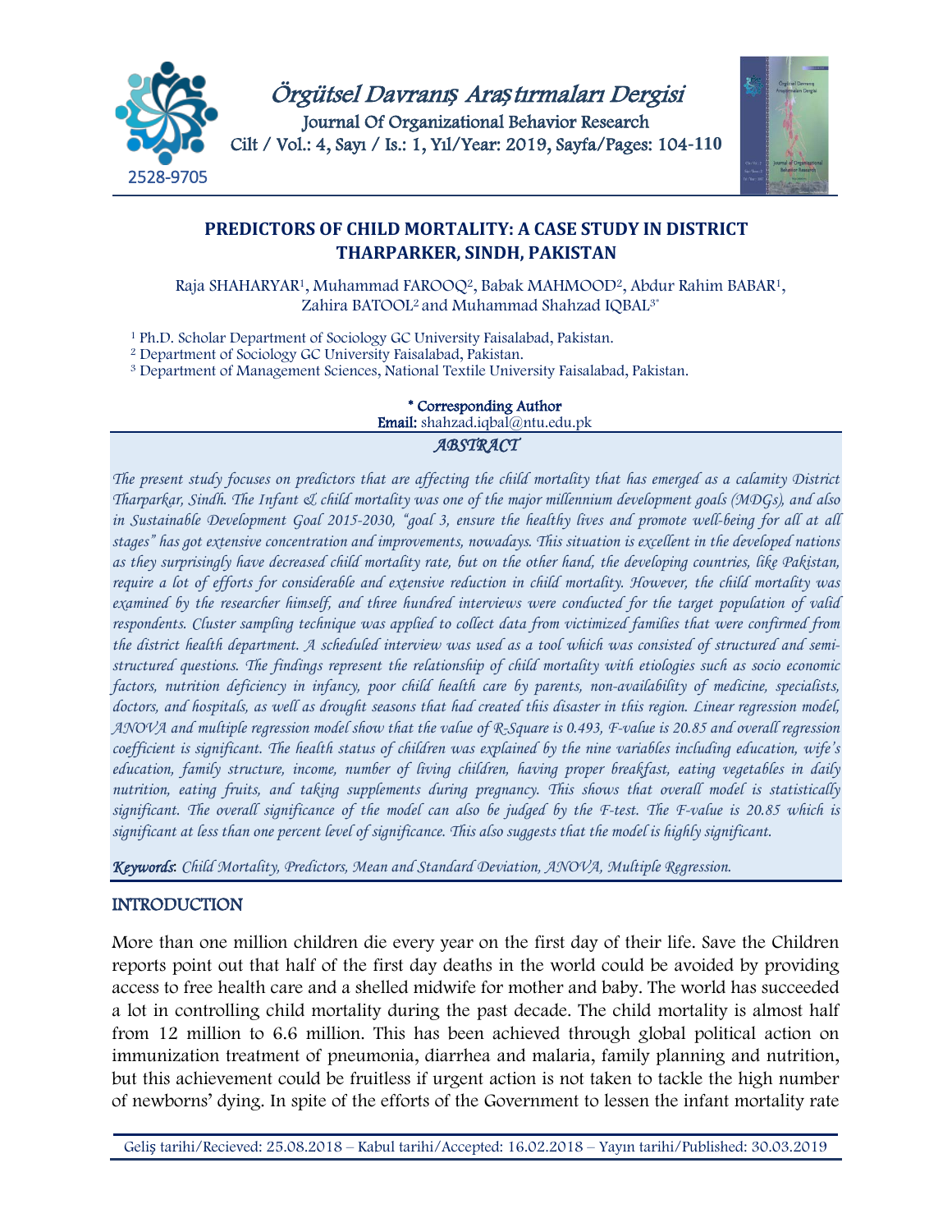# PREDICTORS OF CHILD MORTALITY: A CASE STUDY IN DISTRICT THARPARKER, SINDH, PAKISTAN

Raja SHAHARYAR[1], Muhammad FAROOQ[2], Babak MAHMOOD[2], Abdur Rahim BABAR[1], Zahira BATOOL[2] and Muhammad Shahzad IQBAL[3*]

[1] Ph.D. Scholar Department of Sociology GC University Faisalabad, Pakistan.
[2] Department of Sociology GC University Faisalabad, Pakistan.
[3] Department of Management Sciences, National Textile University Faisalabad, Pakistan.

**\* Corresponding Author**
**Email:** shahzad.iqbal@ntu.edu.pk

## ABSTRACT

*The present study focuses on predictors that are affecting the child mortality that has emerged as a calamity District Tharparkar, Sindh. The Infant & child mortality was one of the major millennium development goals (MDGs), and also in Sustainable Development Goal 2015-2030, "goal 3, ensure the healthy lives and promote well-being for all at all stages" has got extensive concentration and improvements, nowadays. This situation is excellent in the developed nations as they surprisingly have decreased child mortality rate, but on the other hand, the developing countries, like Pakistan, require a lot of efforts for considerable and extensive reduction in child mortality. However, the child mortality was examined by the researcher himself, and three hundred interviews were conducted for the target population of valid respondents. Cluster sampling technique was applied to collect data from victimized families that were confirmed from the district health department. A scheduled interview was used as a tool which was consisted of structured and semi-structured questions. The findings represent the relationship of child mortality with etiologies such as socio economic factors, nutrition deficiency in infancy, poor child health care by parents, non-availability of medicine, specialists, doctors, and hospitals, as well as drought seasons that had created this disaster in this region. Linear regression model, ANOVA and multiple regression model show that the value of R-Square is 0.493, F-value is 20.85 and overall regression coefficient is significant. The health status of children was explained by the nine variables including education, wife's education, family structure, income, number of living children, having proper breakfast, eating vegetables in daily nutrition, eating fruits, and taking supplements during pregnancy. This shows that overall model is statistically significant. The overall significance of the model can also be judged by the F-test. The F-value is 20.85 which is significant at less than one percent level of significance. This also suggests that the model is highly significant.*

***Keywords**: Child Mortality, Predictors, Mean and Standard Deviation, ANOVA, Multiple Regression.*

## INTRODUCTION

More than one million children die every year on the first day of their life. Save the Children reports point out that half of the first day deaths in the world could be avoided by providing access to free health care and a shelled midwife for mother and baby. The world has succeeded a lot in controlling child mortality during the past decade. The child mortality is almost half from 12 million to 6.6 million. This has been achieved through global political action on immunization treatment of pneumonia, diarrhea and malaria, family planning and nutrition, but this achievement could be fruitless if urgent action is not taken to tackle the high number of newborns' dying. In spite of the efforts of the Government to lessen the infant mortality rate

Geliş tarihi/Recieved: 25.08.2018 – Kabul tarihi/Accepted: 16.02.2018 – Yayın tarihi/Published: 30.03.2019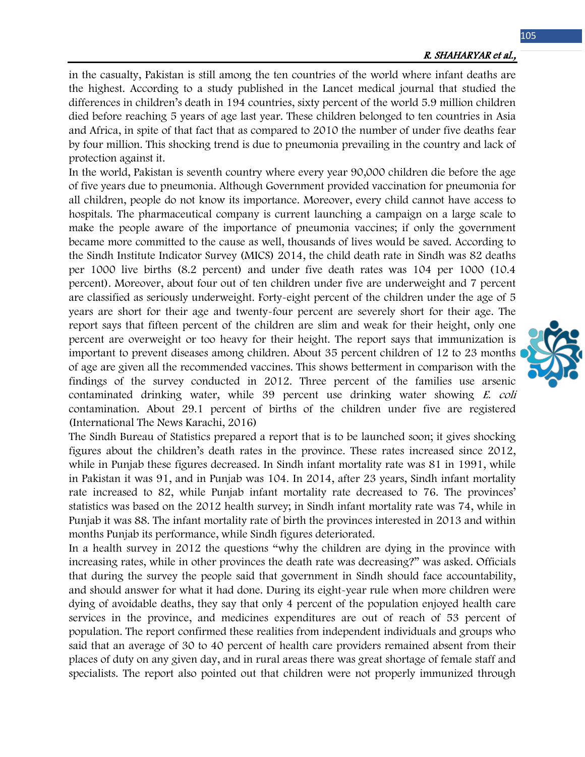in the casualty, Pakistan is still among the ten countries of the world where infant deaths are the highest. According to a study published in the Lancet medical journal that studied the differences in children's death in 194 countries, sixty percent of the world 5.9 million children died before reaching 5 years of age last year. These children belonged to ten countries in Asia and Africa, in spite of that fact that as compared to 2010 the number of under five deaths fear by four million. This shocking trend is due to pneumonia prevailing in the country and lack of protection against it.

In the world, Pakistan is seventh country where every year 90,000 children die before the age of five years due to pneumonia. Although Government provided vaccination for pneumonia for all children, people do not know its importance. Moreover, every child cannot have access to hospitals. The pharmaceutical company is current launching a campaign on a large scale to make the people aware of the importance of pneumonia vaccines; if only the government became more committed to the cause as well, thousands of lives would be saved. According to the Sindh Institute Indicator Survey (MICS) 2014, the child death rate in Sindh was 82 deaths per 1000 live births (8.2 percent) and under five death rates was 104 per 1000 (10.4 percent). Moreover, about four out of ten children under five are underweight and 7 percent are classified as seriously underweight. Forty-eight percent of the children under the age of 5 years are short for their age and twenty-four percent are severely short for their age. The report says that fifteen percent of the children are slim and weak for their height, only one percent are overweight or too heavy for their height. The report says that immunization is important to prevent diseases among children. About 35 percent children of 12 to 23 months of age are given all the recommended vaccines. This shows betterment in comparison with the findings of the survey conducted in 2012. Three percent of the families use arsenic contaminated drinking water, while 39 percent use drinking water showing *E. coli* contamination. About 29.1 percent of births of the children under five are registered (International The News Karachi, 2016)

The Sindh Bureau of Statistics prepared a report that is to be launched soon; it gives shocking figures about the children's death rates in the province. These rates increased since 2012, while in Punjab these figures decreased. In Sindh infant mortality rate was 81 in 1991, while in Pakistan it was 91, and in Punjab was 104. In 2014, after 23 years, Sindh infant mortality rate increased to 82, while Punjab infant mortality rate decreased to 76. The provinces' statistics was based on the 2012 health survey; in Sindh infant mortality rate was 74, while in Punjab it was 88. The infant mortality rate of birth the provinces interested in 2013 and within months Punjab its performance, while Sindh figures deteriorated.

In a health survey in 2012 the questions "why the children are dying in the province with increasing rates, while in other provinces the death rate was decreasing?" was asked. Officials that during the survey the people said that government in Sindh should face accountability, and should answer for what it had done. During its eight-year rule when more children were dying of avoidable deaths, they say that only 4 percent of the population enjoyed health care services in the province, and medicines expenditures are out of reach of 53 percent of population. The report confirmed these realities from independent individuals and groups who said that an average of 30 to 40 percent of health care providers remained absent from their places of duty on any given day, and in rural areas there was great shortage of female staff and specialists. The report also pointed out that children were not properly immunized through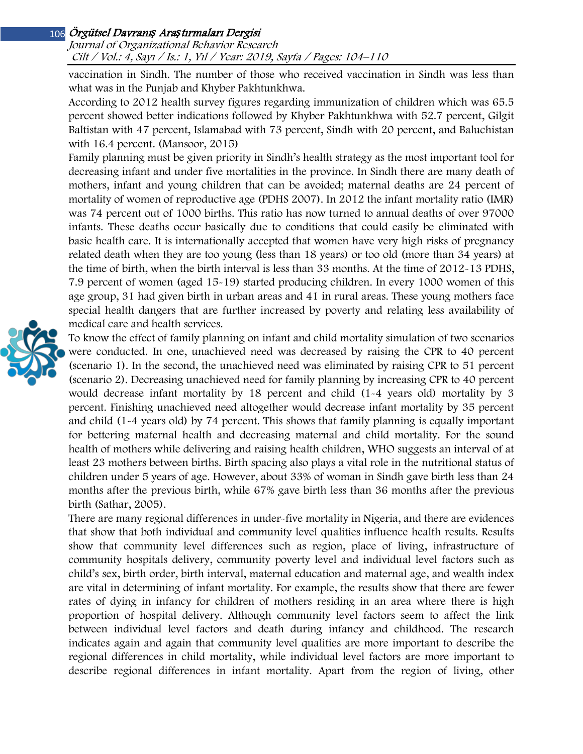vaccination in Sindh. The number of those who received vaccination in Sindh was less than what was in the Punjab and Khyber Pakhtunkhwa.

According to 2012 health survey figures regarding immunization of children which was 65.5 percent showed better indications followed by Khyber Pakhtunkhwa with 52.7 percent, Gilgit Baltistan with 47 percent, Islamabad with 73 percent, Sindh with 20 percent, and Baluchistan with 16.4 percent. (Mansoor, 2015)

Family planning must be given priority in Sindh's health strategy as the most important tool for decreasing infant and under five mortalities in the province. In Sindh there are many death of mothers, infant and young children that can be avoided; maternal deaths are 24 percent of mortality of women of reproductive age (PDHS 2007). In 2012 the infant mortality ratio (IMR) was 74 percent out of 1000 births. This ratio has now turned to annual deaths of over 97000 infants. These deaths occur basically due to conditions that could easily be eliminated with basic health care. It is internationally accepted that women have very high risks of pregnancy related death when they are too young (less than 18 years) or too old (more than 34 years) at the time of birth, when the birth interval is less than 33 months. At the time of 2012-13 PDHS, 7.9 percent of women (aged 15-19) started producing children. In every 1000 women of this age group, 31 had given birth in urban areas and 41 in rural areas. These young mothers face special health dangers that are further increased by poverty and relating less availability of medical care and health services.

To know the effect of family planning on infant and child mortality simulation of two scenarios were conducted. In one, unachieved need was decreased by raising the CPR to 40 percent (scenario 1). In the second, the unachieved need was eliminated by raising CPR to 51 percent (scenario 2). Decreasing unachieved need for family planning by increasing CPR to 40 percent would decrease infant mortality by 18 percent and child (1-4 years old) mortality by 3 percent. Finishing unachieved need altogether would decrease infant mortality by 35 percent and child (1-4 years old) by 74 percent. This shows that family planning is equally important for bettering maternal health and decreasing maternal and child mortality. For the sound health of mothers while delivering and raising health children, WHO suggests an interval of at least 23 mothers between births. Birth spacing also plays a vital role in the nutritional status of children under 5 years of age. However, about 33% of woman in Sindh gave birth less than 24 months after the previous birth, while 67% gave birth less than 36 months after the previous birth (Sathar, 2005).

There are many regional differences in under-five mortality in Nigeria, and there are evidences that show that both individual and community level qualities influence health results. Results show that community level differences such as region, place of living, infrastructure of community hospitals delivery, community poverty level and individual level factors such as child's sex, birth order, birth interval, maternal education and maternal age, and wealth index are vital in determining of infant mortality. For example, the results show that there are fewer rates of dying in infancy for children of mothers residing in an area where there is high proportion of hospital delivery. Although community level factors seem to affect the link between individual level factors and death during infancy and childhood. The research indicates again and again that community level qualities are more important to describe the regional differences in child mortality, while individual level factors are more important to describe regional differences in infant mortality. Apart from the region of living, other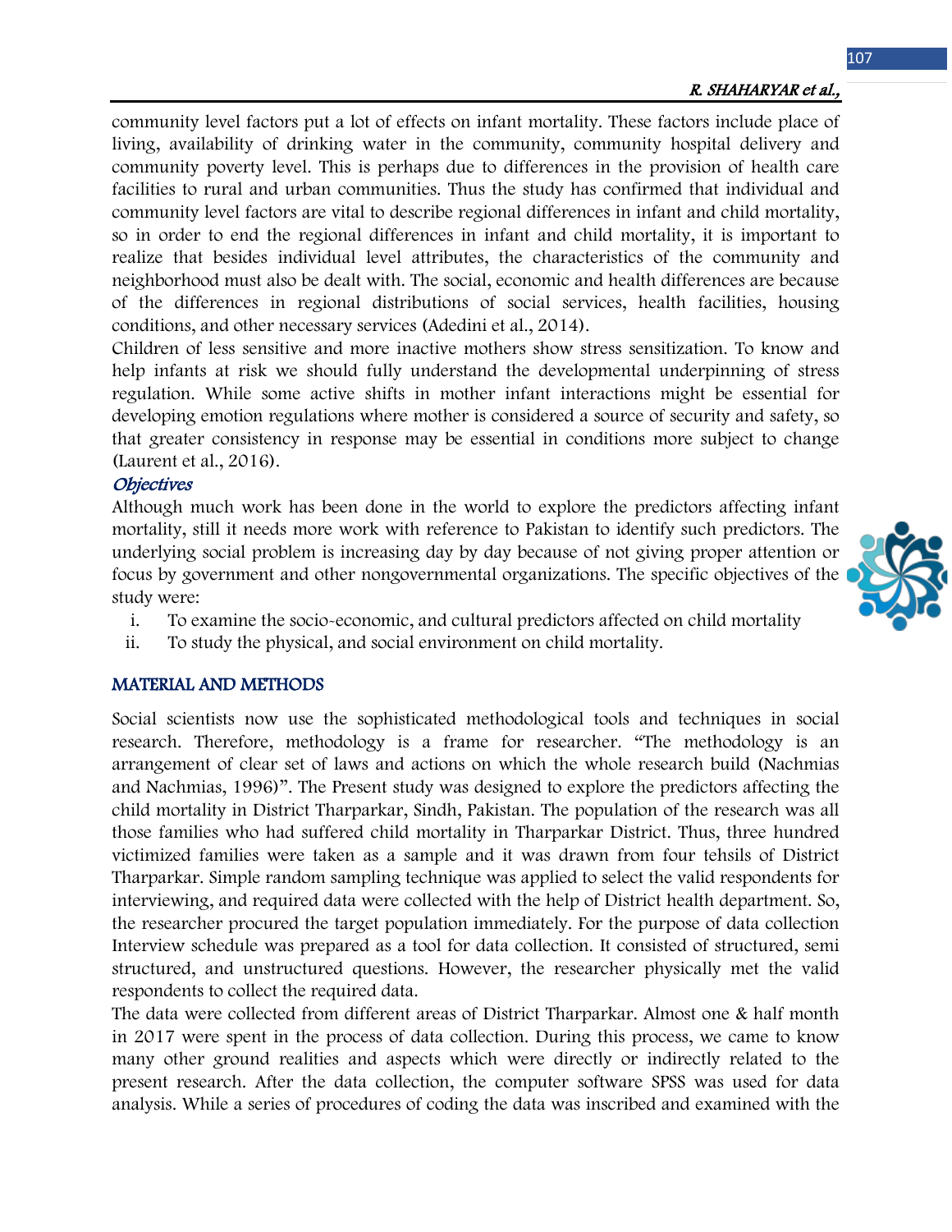community level factors put a lot of effects on infant mortality. These factors include place of living, availability of drinking water in the community, community hospital delivery and community poverty level. This is perhaps due to differences in the provision of health care facilities to rural and urban communities. Thus the study has confirmed that individual and community level factors are vital to describe regional differences in infant and child mortality, so in order to end the regional differences in infant and child mortality, it is important to realize that besides individual level attributes, the characteristics of the community and neighborhood must also be dealt with. The social, economic and health differences are because of the differences in regional distributions of social services, health facilities, housing conditions, and other necessary services (Adedini et al., 2014).

Children of less sensitive and more inactive mothers show stress sensitization. To know and help infants at risk we should fully understand the developmental underpinning of stress regulation. While some active shifts in mother infant interactions might be essential for developing emotion regulations where mother is considered a source of security and safety, so that greater consistency in response may be essential in conditions more subject to change (Laurent et al., 2016).

### *Objectives*

Although much work has been done in the world to explore the predictors affecting infant mortality, still it needs more work with reference to Pakistan to identify such predictors. The underlying social problem is increasing day by day because of not giving proper attention or focus by government and other nongovernmental organizations. The specific objectives of the study were:

i. To examine the socio-economic, and cultural predictors affected on child mortality
ii. To study the physical, and social environment on child mortality.

## MATERIAL AND METHODS

Social scientists now use the sophisticated methodological tools and techniques in social research. Therefore, methodology is a frame for researcher. "The methodology is an arrangement of clear set of laws and actions on which the whole research build (Nachmias and Nachmias, 1996)". The Present study was designed to explore the predictors affecting the child mortality in District Tharparkar, Sindh, Pakistan. The population of the research was all those families who had suffered child mortality in Tharparkar District. Thus, three hundred victimized families were taken as a sample and it was drawn from four tehsils of District Tharparkar. Simple random sampling technique was applied to select the valid respondents for interviewing, and required data were collected with the help of District health department. So, the researcher procured the target population immediately. For the purpose of data collection Interview schedule was prepared as a tool for data collection. It consisted of structured, semi structured, and unstructured questions. However, the researcher physically met the valid respondents to collect the required data.

The data were collected from different areas of District Tharparkar. Almost one & half month in 2017 were spent in the process of data collection. During this process, we came to know many other ground realities and aspects which were directly or indirectly related to the present research. After the data collection, the computer software SPSS was used for data analysis. While a series of procedures of coding the data was inscribed and examined with the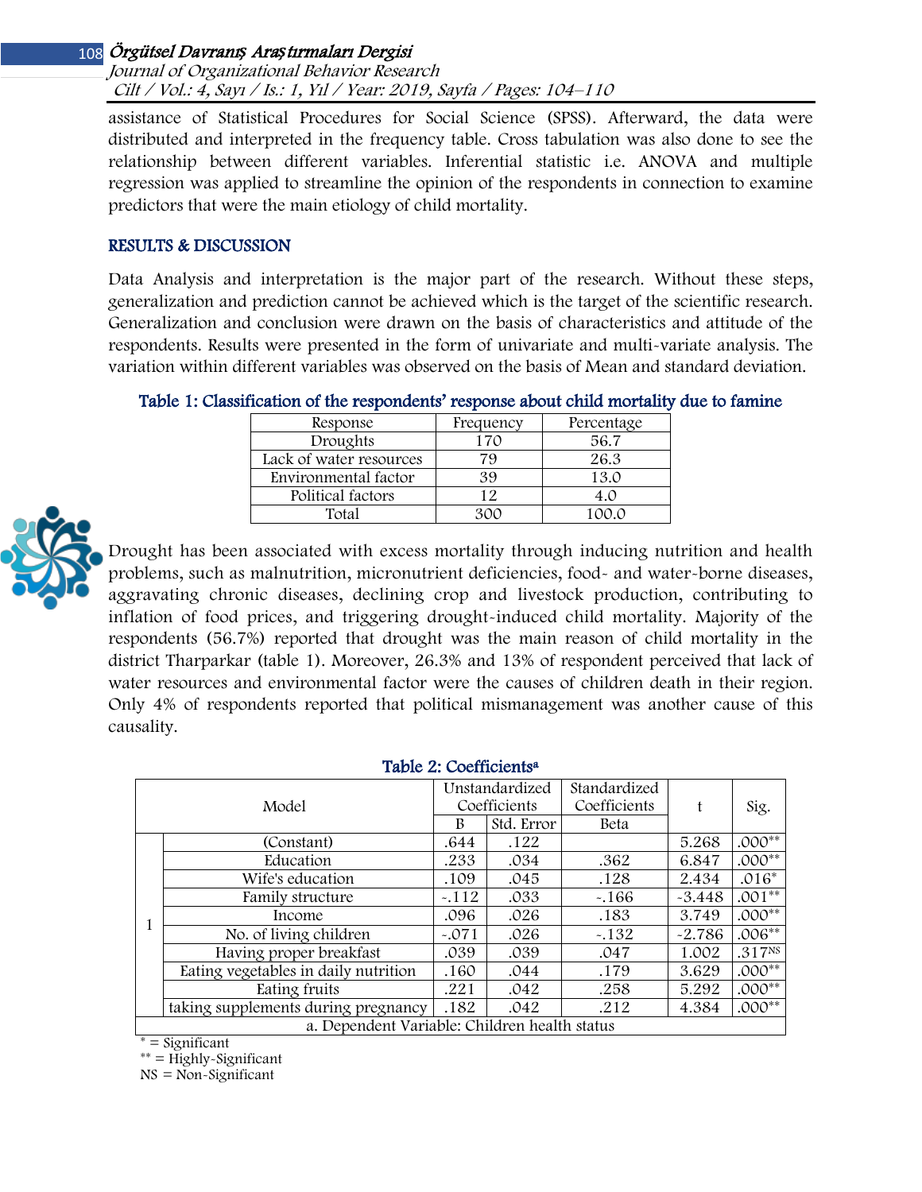assistance of Statistical Procedures for Social Science (SPSS). Afterward, the data were distributed and interpreted in the frequency table. Cross tabulation was also done to see the relationship between different variables. Inferential statistic i.e. ANOVA and multiple regression was applied to streamline the opinion of the respondents in connection to examine predictors that were the main etiology of child mortality.

## RESULTS & DISCUSSION

Data Analysis and interpretation is the major part of the research. Without these steps, generalization and prediction cannot be achieved which is the target of the scientific research. Generalization and conclusion were drawn on the basis of characteristics and attitude of the respondents. Results were presented in the form of univariate and multi-variate analysis. The variation within different variables was observed on the basis of Mean and standard deviation.

**Table 1: Classification of the respondents' response about child mortality due to famine**

| Response | Frequency | Percentage |
|---|---|---|
| Droughts | 170 | 56.7 |
| Lack of water resources | 79 | 26.3 |
| Environmental factor | 39 | 13.0 |
| Political factors | 12 | 4.0 |
| Total | 300 | 100.0 |

Drought has been associated with excess mortality through inducing nutrition and health problems, such as malnutrition, micronutrient deficiencies, food- and water-borne diseases, aggravating chronic diseases, declining crop and livestock production, contributing to inflation of food prices, and triggering drought-induced child mortality. Majority of the respondents (56.7%) reported that drought was the main reason of child mortality in the district Tharparkar (table 1). Moreover, 26.3% and 13% of respondent perceived that lack of water resources and environmental factor were the causes of children death in their region. Only 4% of respondents reported that political mismanagement was another cause of this causality.

**Table 2: Coefficients[a]**

| | Model | Unstandardized Coefficients | | Standardized Coefficients | t | Sig. |
|---|---|---|---|---|---|---|
| | | B | Std. Error | Beta | | |
| 1 | (Constant) | .644 | .122 | | 5.268 | .000** |
| | Education | .233 | .034 | .362 | 6.847 | .000** |
| | Wife's education | .109 | .045 | .128 | 2.434 | .016* |
| | Family structure | -.112 | .033 | -.166 | -3.448 | .001** |
| | Income | .096 | .026 | .183 | 3.749 | .000** |
| | No. of living children | -.071 | .026 | -.132 | -2.786 | .006** |
| | Having proper breakfast | .039 | .039 | .047 | 1.002 | .317[NS] |
| | Eating vegetables in daily nutrition | .160 | .044 | .179 | 3.629 | .000** |
| | Eating fruits | .221 | .042 | .258 | 5.292 | .000** |
| | taking supplements during pregnancy | .182 | .042 | .212 | 4.384 | .000** |

a. Dependent Variable: Children health status

\* = Significant
\*\* = Highly-Significant
NS = Non-Significant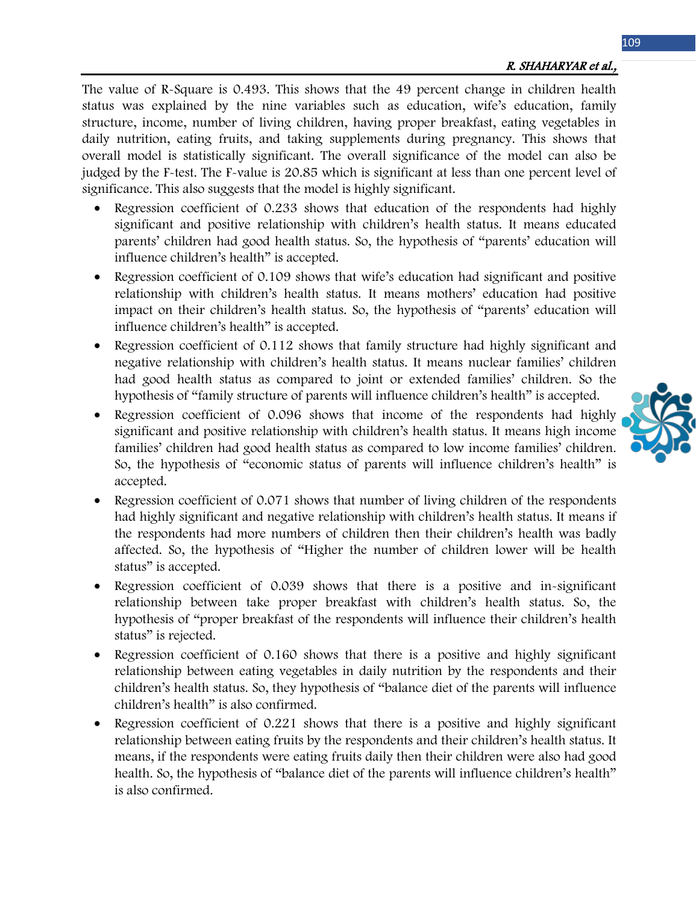The value of R-Square is 0.493. This shows that the 49 percent change in children health status was explained by the nine variables such as education, wife's education, family structure, income, number of living children, having proper breakfast, eating vegetables in daily nutrition, eating fruits, and taking supplements during pregnancy. This shows that overall model is statistically significant. The overall significance of the model can also be judged by the F-test. The F-value is 20.85 which is significant at less than one percent level of significance. This also suggests that the model is highly significant.

- Regression coefficient of 0.233 shows that education of the respondents had highly significant and positive relationship with children's health status. It means educated parents' children had good health status. So, the hypothesis of "parents' education will influence children's health" is accepted.
- Regression coefficient of 0.109 shows that wife's education had significant and positive relationship with children's health status. It means mothers' education had positive impact on their children's health status. So, the hypothesis of "parents' education will influence children's health" is accepted.
- Regression coefficient of 0.112 shows that family structure had highly significant and negative relationship with children's health status. It means nuclear families' children had good health status as compared to joint or extended families' children. So the hypothesis of "family structure of parents will influence children's health" is accepted.
- Regression coefficient of 0.096 shows that income of the respondents had highly significant and positive relationship with children's health status. It means high income families' children had good health status as compared to low income families' children. So, the hypothesis of "economic status of parents will influence children's health" is accepted.
- Regression coefficient of 0.071 shows that number of living children of the respondents had highly significant and negative relationship with children's health status. It means if the respondents had more numbers of children then their children's health was badly affected. So, the hypothesis of "Higher the number of children lower will be health status" is accepted.
- Regression coefficient of 0.039 shows that there is a positive and in-significant relationship between take proper breakfast with children's health status. So, the hypothesis of "proper breakfast of the respondents will influence their children's health status" is rejected.
- Regression coefficient of 0.160 shows that there is a positive and highly significant relationship between eating vegetables in daily nutrition by the respondents and their children's health status. So, they hypothesis of "balance diet of the parents will influence children's health" is also confirmed.
- Regression coefficient of 0.221 shows that there is a positive and highly significant relationship between eating fruits by the respondents and their children's health status. It means, if the respondents were eating fruits daily then their children were also had good health. So, the hypothesis of "balance diet of the parents will influence children's health" is also confirmed.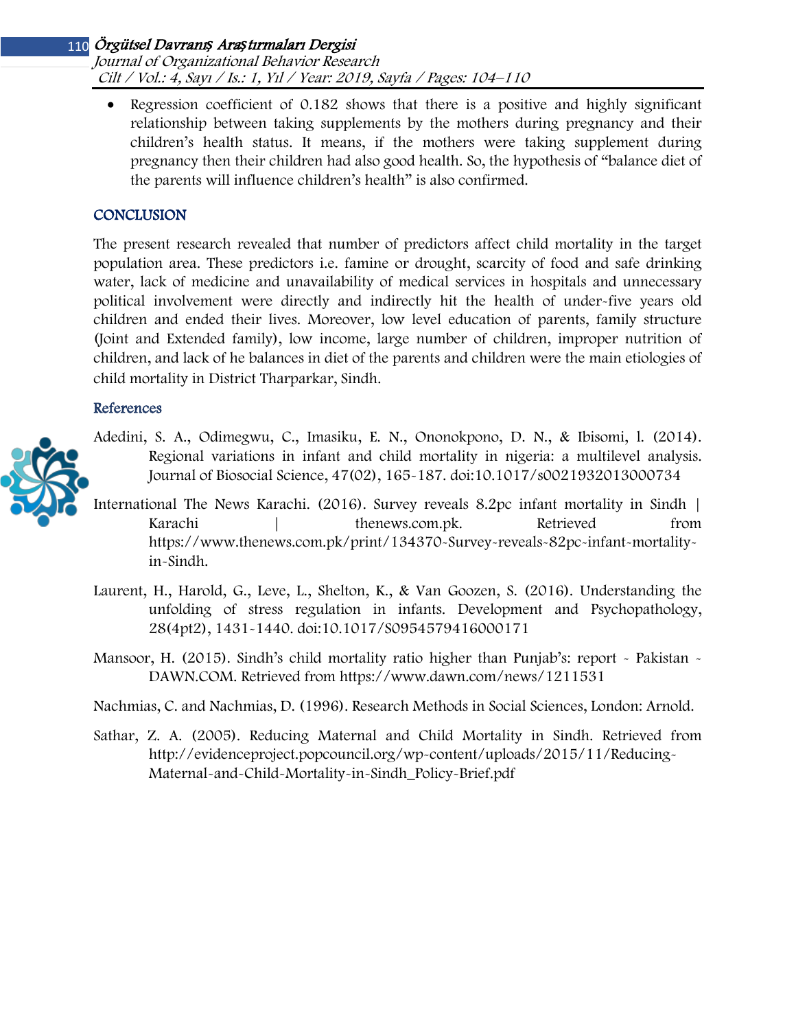- Regression coefficient of 0.182 shows that there is a positive and highly significant relationship between taking supplements by the mothers during pregnancy and their children's health status. It means, if the mothers were taking supplement during pregnancy then their children had also good health. So, the hypothesis of "balance diet of the parents will influence children's health" is also confirmed.

## CONCLUSION

The present research revealed that number of predictors affect child mortality in the target population area. These predictors i.e. famine or drought, scarcity of food and safe drinking water, lack of medicine and unavailability of medical services in hospitals and unnecessary political involvement were directly and indirectly hit the health of under-five years old children and ended their lives. Moreover, low level education of parents, family structure (Joint and Extended family), low income, large number of children, improper nutrition of children, and lack of he balances in diet of the parents and children were the main etiologies of child mortality in District Tharparkar, Sindh.

## References

Adedini, S. A., Odimegwu, C., Imasiku, E. N., Ononokpono, D. N., & Ibisomi, l. (2014). Regional variations in infant and child mortality in nigeria: a multilevel analysis. Journal of Biosocial Science, 47(02), 165-187. doi:10.1017/s0021932013000734

International The News Karachi. (2016). Survey reveals 8.2pc infant mortality in Sindh | Karachi | thenews.com.pk. Retrieved from https://www.thenews.com.pk/print/134370-Survey-reveals-82pc-infant-mortality-in-Sindh.

Laurent, H., Harold, G., Leve, L., Shelton, K., & Van Goozen, S. (2016). Understanding the unfolding of stress regulation in infants. Development and Psychopathology, 28(4pt2), 1431-1440. doi:10.1017/S0954579416000171

Mansoor, H. (2015). Sindh's child mortality ratio higher than Punjab's: report - Pakistan - DAWN.COM. Retrieved from https://www.dawn.com/news/1211531

Nachmias, C. and Nachmias, D. (1996). Research Methods in Social Sciences, London: Arnold.

Sathar, Z. A. (2005). Reducing Maternal and Child Mortality in Sindh. Retrieved from http://evidenceproject.popcouncil.org/wp-content/uploads/2015/11/Reducing-Maternal-and-Child-Mortality-in-Sindh_Policy-Brief.pdf